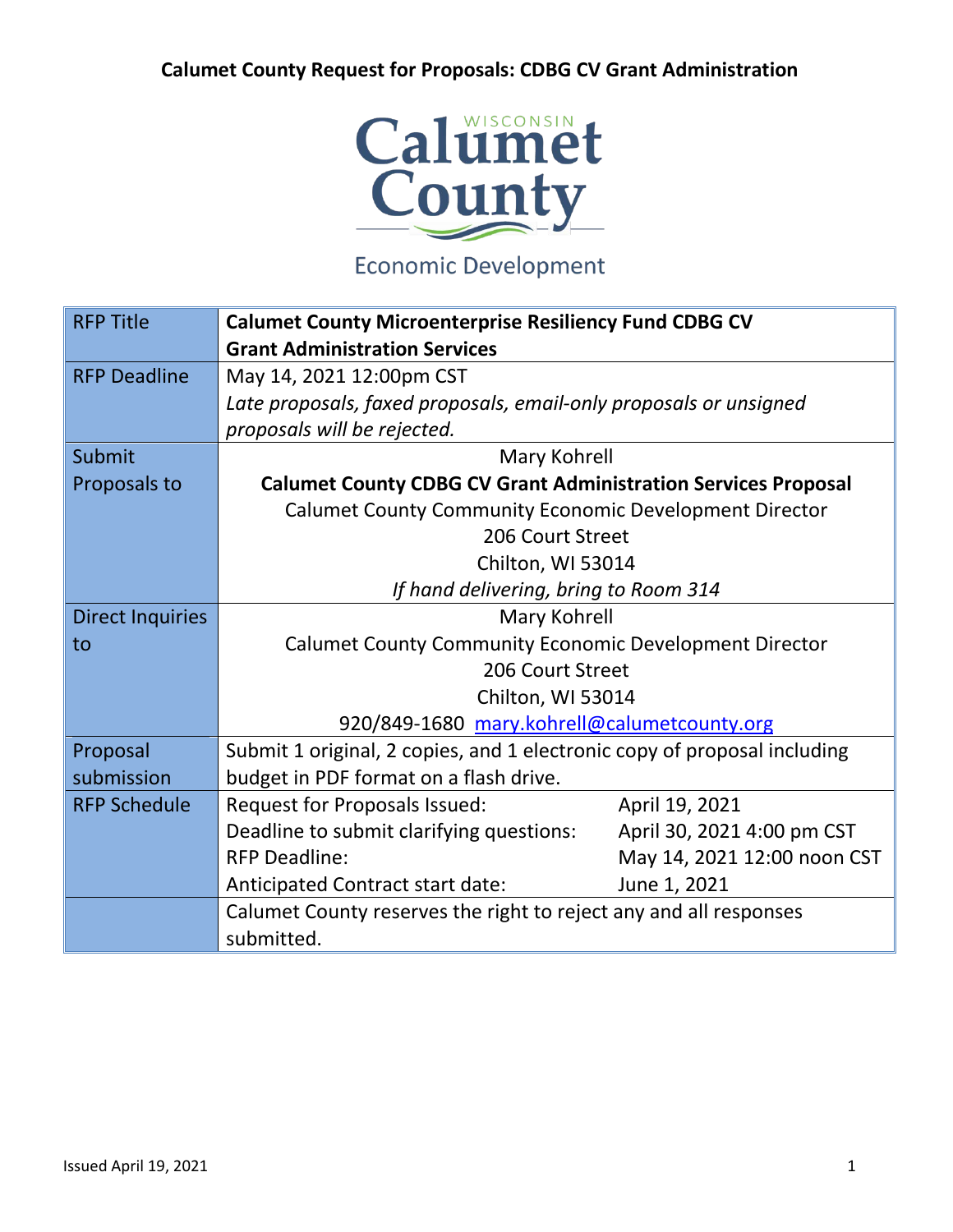# Calumet County Request for Proposals: CDBG CV Grant Administration

Wisconsin Calumet County

Economic Development

| | |
|---|---|
| RFP Title | **Calumet County Microenterprise Resiliency Fund CDBG CV Grant Administration Services** |
| RFP Deadline | May 14, 2021 12:00pm CST<br>*Late proposals, faxed proposals, email-only proposals or unsigned proposals will be rejected.* |
| Submit Proposals to | Mary Kohrell<br>**Calumet County CDBG CV Grant Administration Services Proposal**<br>Calumet County Community Economic Development Director<br>206 Court Street<br>Chilton, WI 53014<br>*If hand delivering, bring to Room 314* |
| Direct Inquiries to | Mary Kohrell<br>Calumet County Community Economic Development Director<br>206 Court Street<br>Chilton, WI 53014<br>920/849-1680 mary.kohrell@calumetcounty.org |
| Proposal submission | Submit 1 original, 2 copies, and 1 electronic copy of proposal including budget in PDF format on a flash drive. |
| RFP Schedule | Request for Proposals Issued: April 19, 2021<br>Deadline to submit clarifying questions: April 30, 2021 4:00 pm CST<br>RFP Deadline: May 14, 2021 12:00 noon CST<br>Anticipated Contract start date: June 1, 2021 |
| | Calumet County reserves the right to reject any and all responses submitted. |

Issued April 19, 2021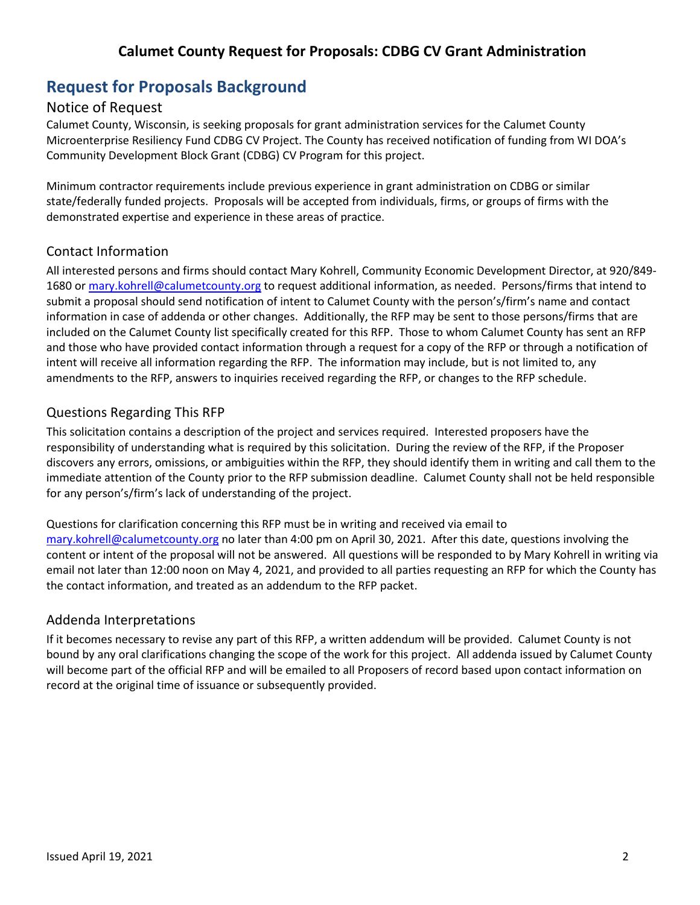# Request for Proposals Background

## Notice of Request

Calumet County, Wisconsin, is seeking proposals for grant administration services for the Calumet County Microenterprise Resiliency Fund CDBG CV Project. The County has received notification of funding from WI DOA's Community Development Block Grant (CDBG) CV Program for this project.

Minimum contractor requirements include previous experience in grant administration on CDBG or similar state/federally funded projects. Proposals will be accepted from individuals, firms, or groups of firms with the demonstrated expertise and experience in these areas of practice.

## Contact Information

All interested persons and firms should contact Mary Kohrell, Community Economic Development Director, at 920/849-1680 or mary.kohrell@calumetcounty.org to request additional information, as needed. Persons/firms that intend to submit a proposal should send notification of intent to Calumet County with the person's/firm's name and contact information in case of addenda or other changes. Additionally, the RFP may be sent to those persons/firms that are included on the Calumet County list specifically created for this RFP. Those to whom Calumet County has sent an RFP and those who have provided contact information through a request for a copy of the RFP or through a notification of intent will receive all information regarding the RFP. The information may include, but is not limited to, any amendments to the RFP, answers to inquiries received regarding the RFP, or changes to the RFP schedule.

## Questions Regarding This RFP

This solicitation contains a description of the project and services required. Interested proposers have the responsibility of understanding what is required by this solicitation. During the review of the RFP, if the Proposer discovers any errors, omissions, or ambiguities within the RFP, they should identify them in writing and call them to the immediate attention of the County prior to the RFP submission deadline. Calumet County shall not be held responsible for any person's/firm's lack of understanding of the project.

Questions for clarification concerning this RFP must be in writing and received via email to mary.kohrell@calumetcounty.org no later than 4:00 pm on April 30, 2021. After this date, questions involving the content or intent of the proposal will not be answered. All questions will be responded to by Mary Kohrell in writing via email not later than 12:00 noon on May 4, 2021, and provided to all parties requesting an RFP for which the County has the contact information, and treated as an addendum to the RFP packet.

## Addenda Interpretations

If it becomes necessary to revise any part of this RFP, a written addendum will be provided. Calumet County is not bound by any oral clarifications changing the scope of the work for this project. All addenda issued by Calumet County will become part of the official RFP and will be emailed to all Proposers of record based upon contact information on record at the original time of issuance or subsequently provided.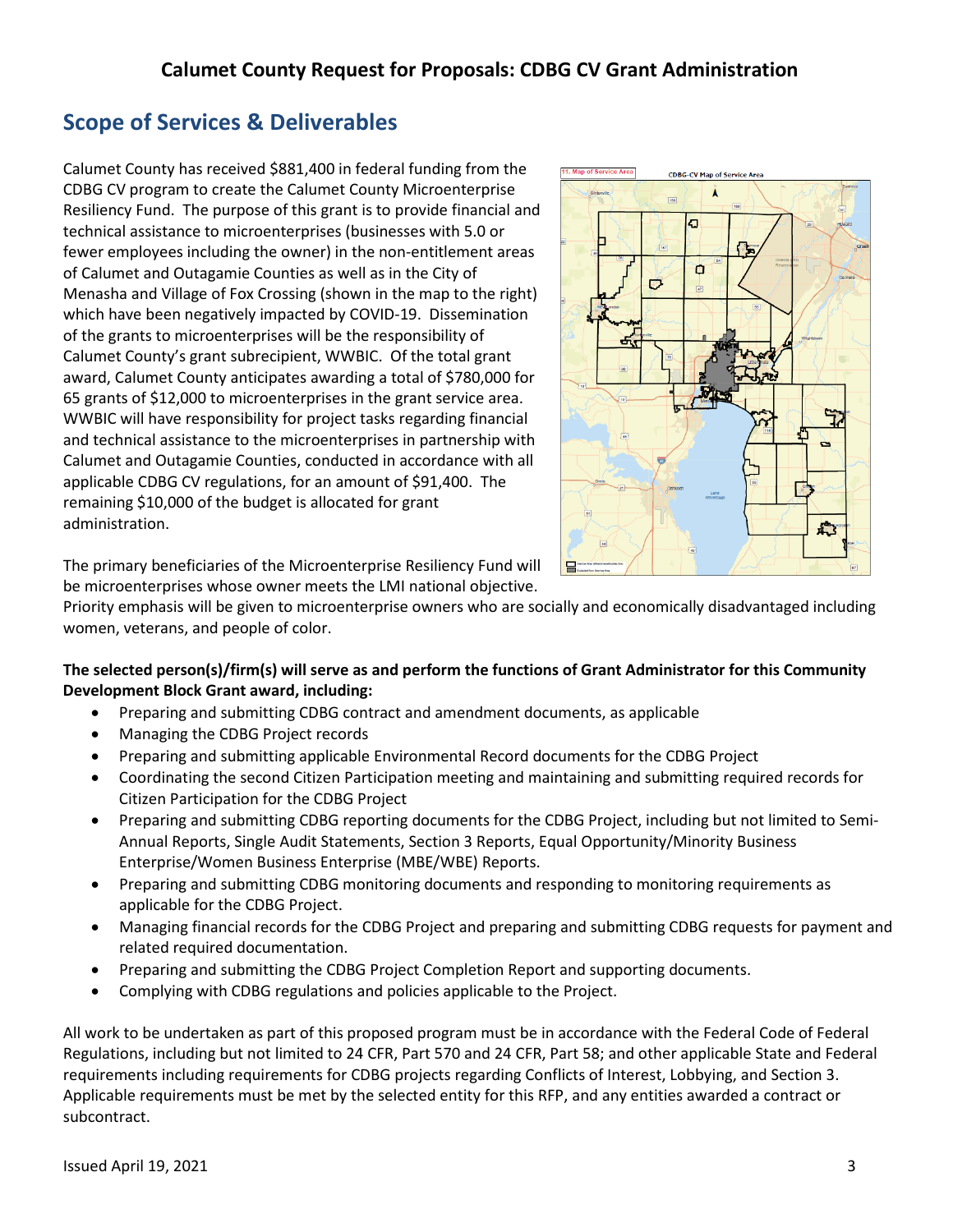## Scope of Services & Deliverables

Calumet County has received $881,400 in federal funding from the CDBG CV program to create the Calumet County Microenterprise Resiliency Fund. The purpose of this grant is to provide financial and technical assistance to microenterprises (businesses with 5.0 or fewer employees including the owner) in the non-entitlement areas of Calumet and Outagamie Counties as well as in the City of Menasha and Village of Fox Crossing (shown in the map to the right) which have been negatively impacted by COVID-19. Dissemination of the grants to microenterprises will be the responsibility of Calumet County's grant subrecipient, WWBIC. Of the total grant award, Calumet County anticipates awarding a total of $780,000 for 65 grants of $12,000 to microenterprises in the grant service area. WWBIC will have responsibility for project tasks regarding financial and technical assistance to the microenterprises in partnership with Calumet and Outagamie Counties, conducted in accordance with all applicable CDBG CV regulations, for an amount of $91,400. The remaining $10,000 of the budget is allocated for grant administration.

The primary beneficiaries of the Microenterprise Resiliency Fund will be microenterprises whose owner meets the LMI national objective. Priority emphasis will be given to microenterprise owners who are socially and economically disadvantaged including women, veterans, and people of color.

**The selected person(s)/firm(s) will serve as and perform the functions of Grant Administrator for this Community Development Block Grant award, including:**

- Preparing and submitting CDBG contract and amendment documents, as applicable
- Managing the CDBG Project records
- Preparing and submitting applicable Environmental Record documents for the CDBG Project
- Coordinating the second Citizen Participation meeting and maintaining and submitting required records for Citizen Participation for the CDBG Project
- Preparing and submitting CDBG reporting documents for the CDBG Project, including but not limited to Semi-Annual Reports, Single Audit Statements, Section 3 Reports, Equal Opportunity/Minority Business Enterprise/Women Business Enterprise (MBE/WBE) Reports.
- Preparing and submitting CDBG monitoring documents and responding to monitoring requirements as applicable for the CDBG Project.
- Managing financial records for the CDBG Project and preparing and submitting CDBG requests for payment and related required documentation.
- Preparing and submitting the CDBG Project Completion Report and supporting documents.
- Complying with CDBG regulations and policies applicable to the Project.

All work to be undertaken as part of this proposed program must be in accordance with the Federal Code of Federal Regulations, including but not limited to 24 CFR, Part 570 and 24 CFR, Part 58; and other applicable State and Federal requirements including requirements for CDBG projects regarding Conflicts of Interest, Lobbying, and Section 3. Applicable requirements must be met by the selected entity for this RFP, and any entities awarded a contract or subcontract.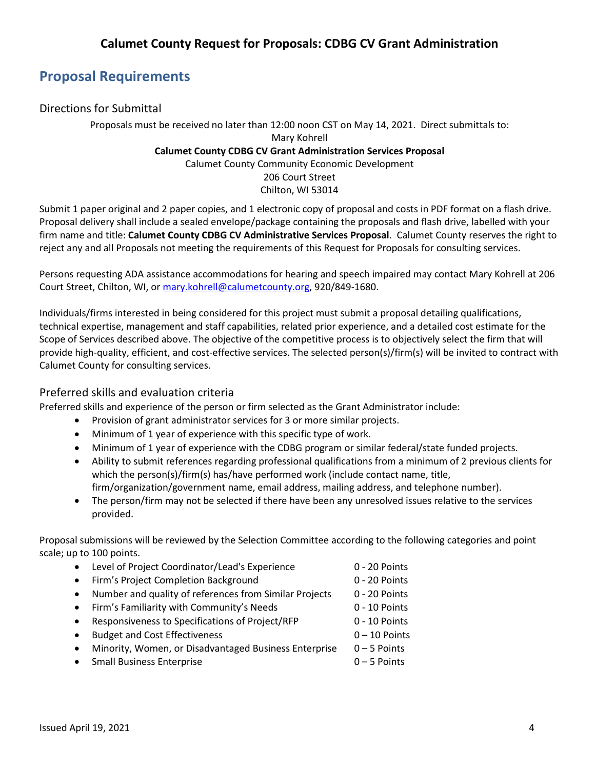## Proposal Requirements

### Directions for Submittal

Proposals must be received no later than 12:00 noon CST on May 14, 2021. Direct submittals to:

Mary Kohrell
**Calumet County CDBG CV Grant Administration Services Proposal**
Calumet County Community Economic Development
206 Court Street
Chilton, WI 53014

Submit 1 paper original and 2 paper copies, and 1 electronic copy of proposal and costs in PDF format on a flash drive. Proposal delivery shall include a sealed envelope/package containing the proposals and flash drive, labelled with your firm name and title: **Calumet County CDBG CV Administrative Services Proposal**. Calumet County reserves the right to reject any and all Proposals not meeting the requirements of this Request for Proposals for consulting services.

Persons requesting ADA assistance accommodations for hearing and speech impaired may contact Mary Kohrell at 206 Court Street, Chilton, WI, or mary.kohrell@calumetcounty.org, 920/849-1680.

Individuals/firms interested in being considered for this project must submit a proposal detailing qualifications, technical expertise, management and staff capabilities, related prior experience, and a detailed cost estimate for the Scope of Services described above. The objective of the competitive process is to objectively select the firm that will provide high-quality, efficient, and cost-effective services. The selected person(s)/firm(s) will be invited to contract with Calumet County for consulting services.

### Preferred skills and evaluation criteria

Preferred skills and experience of the person or firm selected as the Grant Administrator include:

- Provision of grant administrator services for 3 or more similar projects.
- Minimum of 1 year of experience with this specific type of work.
- Minimum of 1 year of experience with the CDBG program or similar federal/state funded projects.
- Ability to submit references regarding professional qualifications from a minimum of 2 previous clients for which the person(s)/firm(s) has/have performed work (include contact name, title, firm/organization/government name, email address, mailing address, and telephone number).
- The person/firm may not be selected if there have been any unresolved issues relative to the services provided.

Proposal submissions will be reviewed by the Selection Committee according to the following categories and point scale; up to 100 points.

- Level of Project Coordinator/Lead's Experience — 0 - 20 Points
- Firm's Project Completion Background — 0 - 20 Points
- Number and quality of references from Similar Projects — 0 - 20 Points
- Firm's Familiarity with Community's Needs — 0 - 10 Points
- Responsiveness to Specifications of Project/RFP — 0 - 10 Points
- Budget and Cost Effectiveness — 0 – 10 Points
- Minority, Women, or Disadvantaged Business Enterprise — 0 – 5 Points
- Small Business Enterprise — 0 – 5 Points

Issued April 19, 2021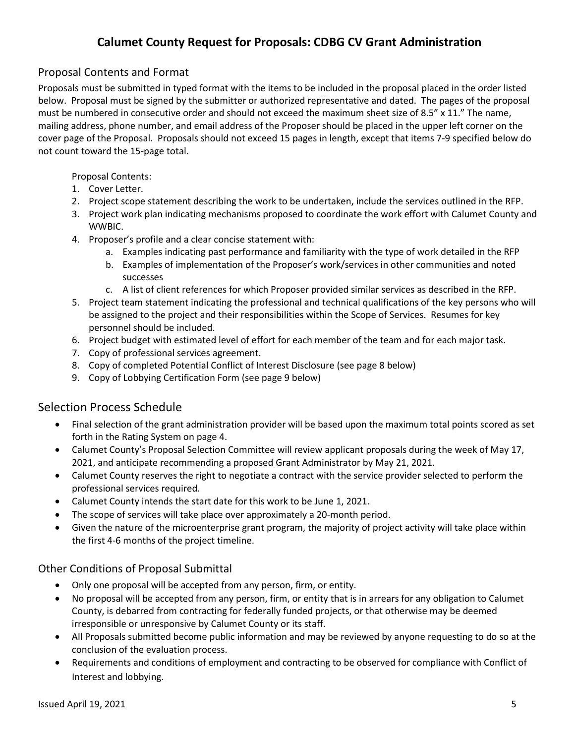## Proposal Contents and Format

Proposals must be submitted in typed format with the items to be included in the proposal placed in the order listed below. Proposal must be signed by the submitter or authorized representative and dated. The pages of the proposal must be numbered in consecutive order and should not exceed the maximum sheet size of 8.5" x 11." The name, mailing address, phone number, and email address of the Proposer should be placed in the upper left corner on the cover page of the Proposal. Proposals should not exceed 15 pages in length, except that items 7-9 specified below do not count toward the 15-page total.

Proposal Contents:

1. Cover Letter.
2. Project scope statement describing the work to be undertaken, include the services outlined in the RFP.
3. Project work plan indicating mechanisms proposed to coordinate the work effort with Calumet County and WWBIC.
4. Proposer's profile and a clear concise statement with:
   a. Examples indicating past performance and familiarity with the type of work detailed in the RFP
   b. Examples of implementation of the Proposer's work/services in other communities and noted successes
   c. A list of client references for which Proposer provided similar services as described in the RFP.
5. Project team statement indicating the professional and technical qualifications of the key persons who will be assigned to the project and their responsibilities within the Scope of Services. Resumes for key personnel should be included.
6. Project budget with estimated level of effort for each member of the team and for each major task.
7. Copy of professional services agreement.
8. Copy of completed Potential Conflict of Interest Disclosure (see page 8 below)
9. Copy of Lobbying Certification Form (see page 9 below)

## Selection Process Schedule

- Final selection of the grant administration provider will be based upon the maximum total points scored as set forth in the Rating System on page 4.
- Calumet County's Proposal Selection Committee will review applicant proposals during the week of May 17, 2021, and anticipate recommending a proposed Grant Administrator by May 21, 2021.
- Calumet County reserves the right to negotiate a contract with the service provider selected to perform the professional services required.
- Calumet County intends the start date for this work to be June 1, 2021.
- The scope of services will take place over approximately a 20-month period.
- Given the nature of the microenterprise grant program, the majority of project activity will take place within the first 4-6 months of the project timeline.

## Other Conditions of Proposal Submittal

- Only one proposal will be accepted from any person, firm, or entity.
- No proposal will be accepted from any person, firm, or entity that is in arrears for any obligation to Calumet County, is debarred from contracting for federally funded projects, or that otherwise may be deemed irresponsible or unresponsive by Calumet County or its staff.
- All Proposals submitted become public information and may be reviewed by anyone requesting to do so at the conclusion of the evaluation process.
- Requirements and conditions of employment and contracting to be observed for compliance with Conflict of Interest and lobbying.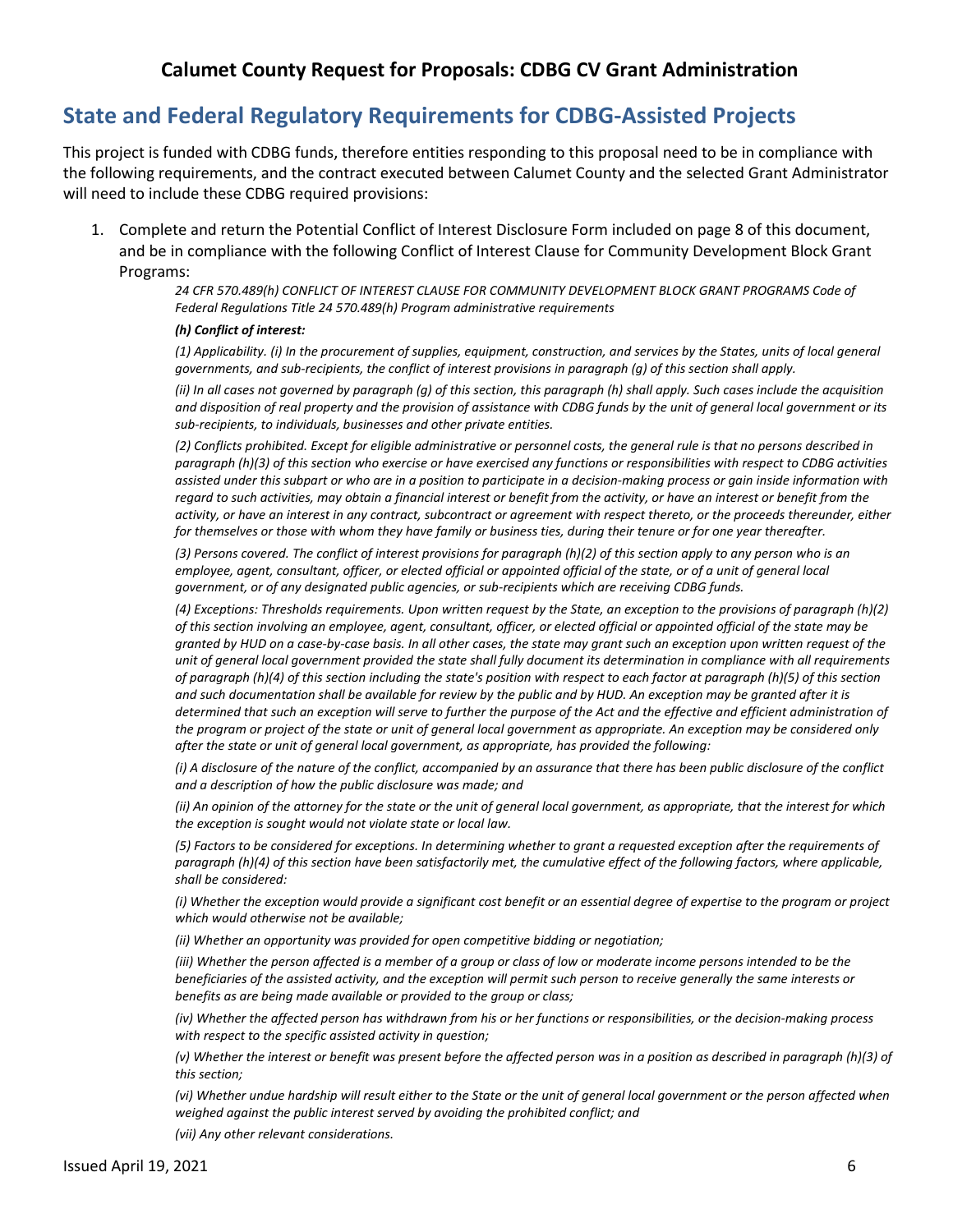## State and Federal Regulatory Requirements for CDBG-Assisted Projects

This project is funded with CDBG funds, therefore entities responding to this proposal need to be in compliance with the following requirements, and the contract executed between Calumet County and the selected Grant Administrator will need to include these CDBG required provisions:

1. Complete and return the Potential Conflict of Interest Disclosure Form included on page 8 of this document, and be in compliance with the following Conflict of Interest Clause for Community Development Block Grant Programs:

   *24 CFR 570.489(h) CONFLICT OF INTEREST CLAUSE FOR COMMUNITY DEVELOPMENT BLOCK GRANT PROGRAMS Code of Federal Regulations Title 24 570.489(h) Program administrative requirements*

   ***(h) Conflict of interest:***

   *(1) Applicability. (i) In the procurement of supplies, equipment, construction, and services by the States, units of local general governments, and sub-recipients, the conflict of interest provisions in paragraph (g) of this section shall apply.*

   *(ii) In all cases not governed by paragraph (g) of this section, this paragraph (h) shall apply. Such cases include the acquisition and disposition of real property and the provision of assistance with CDBG funds by the unit of general local government or its sub-recipients, to individuals, businesses and other private entities.*

   *(2) Conflicts prohibited. Except for eligible administrative or personnel costs, the general rule is that no persons described in paragraph (h)(3) of this section who exercise or have exercised any functions or responsibilities with respect to CDBG activities assisted under this subpart or who are in a position to participate in a decision-making process or gain inside information with regard to such activities, may obtain a financial interest or benefit from the activity, or have an interest or benefit from the activity, or have an interest in any contract, subcontract or agreement with respect thereto, or the proceeds thereunder, either for themselves or those with whom they have family or business ties, during their tenure or for one year thereafter.*

   *(3) Persons covered. The conflict of interest provisions for paragraph (h)(2) of this section apply to any person who is an employee, agent, consultant, officer, or elected official or appointed official of the state, or of a unit of general local government, or of any designated public agencies, or sub-recipients which are receiving CDBG funds.*

   *(4) Exceptions: Thresholds requirements. Upon written request by the State, an exception to the provisions of paragraph (h)(2) of this section involving an employee, agent, consultant, officer, or elected official or appointed official of the state may be granted by HUD on a case-by-case basis. In all other cases, the state may grant such an exception upon written request of the unit of general local government provided the state shall fully document its determination in compliance with all requirements of paragraph (h)(4) of this section including the state's position with respect to each factor at paragraph (h)(5) of this section and such documentation shall be available for review by the public and by HUD. An exception may be granted after it is determined that such an exception will serve to further the purpose of the Act and the effective and efficient administration of the program or project of the state or unit of general local government as appropriate. An exception may be considered only after the state or unit of general local government, as appropriate, has provided the following:*

   *(i) A disclosure of the nature of the conflict, accompanied by an assurance that there has been public disclosure of the conflict and a description of how the public disclosure was made; and*

   *(ii) An opinion of the attorney for the state or the unit of general local government, as appropriate, that the interest for which the exception is sought would not violate state or local law.*

   *(5) Factors to be considered for exceptions. In determining whether to grant a requested exception after the requirements of paragraph (h)(4) of this section have been satisfactorily met, the cumulative effect of the following factors, where applicable, shall be considered:*

   *(i) Whether the exception would provide a significant cost benefit or an essential degree of expertise to the program or project which would otherwise not be available;*

   *(ii) Whether an opportunity was provided for open competitive bidding or negotiation;*

   *(iii) Whether the person affected is a member of a group or class of low or moderate income persons intended to be the beneficiaries of the assisted activity, and the exception will permit such person to receive generally the same interests or benefits as are being made available or provided to the group or class;*

   *(iv) Whether the affected person has withdrawn from his or her functions or responsibilities, or the decision-making process with respect to the specific assisted activity in question;*

   *(v) Whether the interest or benefit was present before the affected person was in a position as described in paragraph (h)(3) of this section;*

   *(vi) Whether undue hardship will result either to the State or the unit of general local government or the person affected when weighed against the public interest served by avoiding the prohibited conflict; and*

   *(vii) Any other relevant considerations.*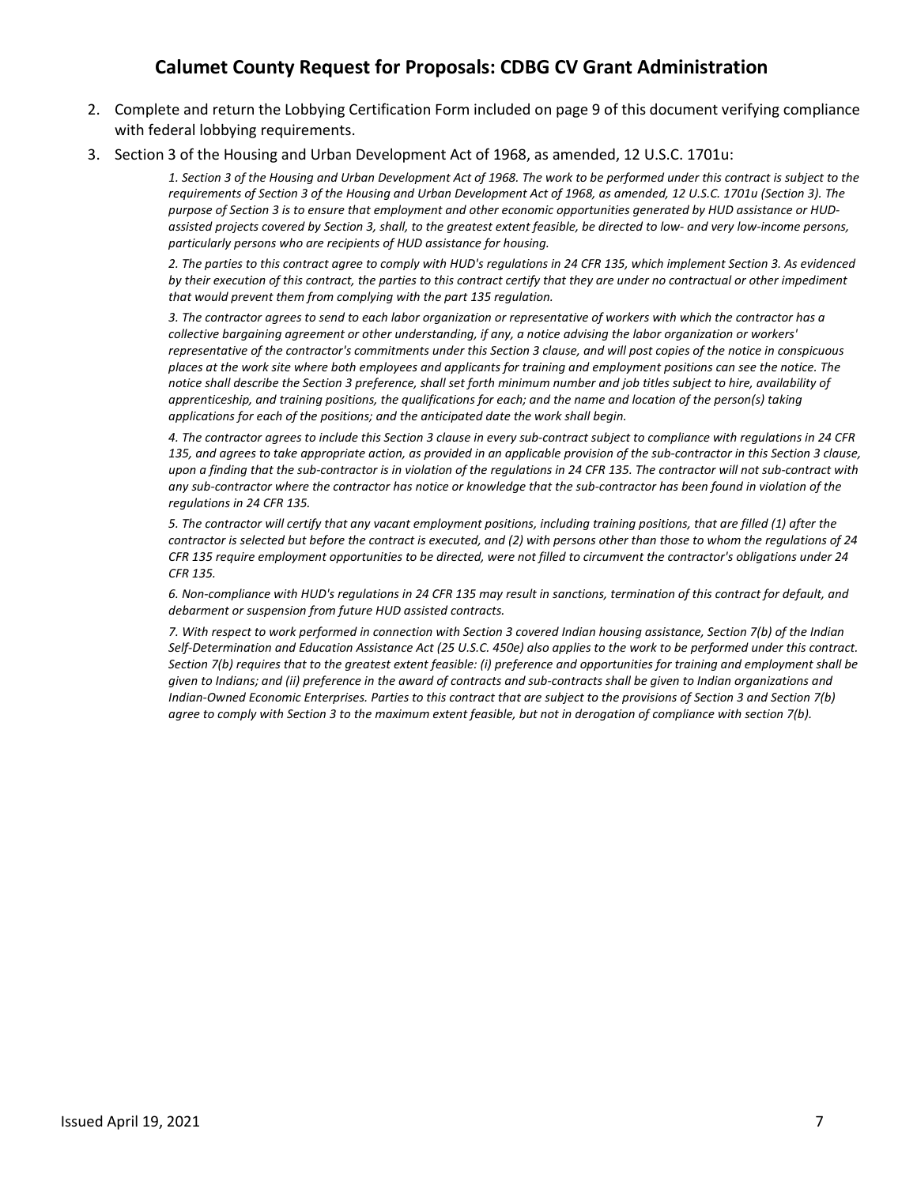2. Complete and return the Lobbying Certification Form included on page 9 of this document verifying compliance with federal lobbying requirements.
3. Section 3 of the Housing and Urban Development Act of 1968, as amended, 12 U.S.C. 1701u:

   *1. Section 3 of the Housing and Urban Development Act of 1968. The work to be performed under this contract is subject to the requirements of Section 3 of the Housing and Urban Development Act of 1968, as amended, 12 U.S.C. 1701u (Section 3). The purpose of Section 3 is to ensure that employment and other economic opportunities generated by HUD assistance or HUD-assisted projects covered by Section 3, shall, to the greatest extent feasible, be directed to low- and very low-income persons, particularly persons who are recipients of HUD assistance for housing.*

   *2. The parties to this contract agree to comply with HUD's regulations in 24 CFR 135, which implement Section 3. As evidenced by their execution of this contract, the parties to this contract certify that they are under no contractual or other impediment that would prevent them from complying with the part 135 regulation.*

   *3. The contractor agrees to send to each labor organization or representative of workers with which the contractor has a collective bargaining agreement or other understanding, if any, a notice advising the labor organization or workers' representative of the contractor's commitments under this Section 3 clause, and will post copies of the notice in conspicuous places at the work site where both employees and applicants for training and employment positions can see the notice. The notice shall describe the Section 3 preference, shall set forth minimum number and job titles subject to hire, availability of apprenticeship, and training positions, the qualifications for each; and the name and location of the person(s) taking applications for each of the positions; and the anticipated date the work shall begin.*

   *4. The contractor agrees to include this Section 3 clause in every sub-contract subject to compliance with regulations in 24 CFR 135, and agrees to take appropriate action, as provided in an applicable provision of the sub-contractor in this Section 3 clause, upon a finding that the sub-contractor is in violation of the regulations in 24 CFR 135. The contractor will not sub-contract with any sub-contractor where the contractor has notice or knowledge that the sub-contractor has been found in violation of the regulations in 24 CFR 135.*

   *5. The contractor will certify that any vacant employment positions, including training positions, that are filled (1) after the contractor is selected but before the contract is executed, and (2) with persons other than those to whom the regulations of 24 CFR 135 require employment opportunities to be directed, were not filled to circumvent the contractor's obligations under 24 CFR 135.*

   *6. Non-compliance with HUD's regulations in 24 CFR 135 may result in sanctions, termination of this contract for default, and debarment or suspension from future HUD assisted contracts.*

   *7. With respect to work performed in connection with Section 3 covered Indian housing assistance, Section 7(b) of the Indian Self-Determination and Education Assistance Act (25 U.S.C. 450e) also applies to the work to be performed under this contract. Section 7(b) requires that to the greatest extent feasible: (i) preference and opportunities for training and employment shall be given to Indians; and (ii) preference in the award of contracts and sub-contracts shall be given to Indian organizations and Indian-Owned Economic Enterprises. Parties to this contract that are subject to the provisions of Section 3 and Section 7(b) agree to comply with Section 3 to the maximum extent feasible, but not in derogation of compliance with section 7(b).*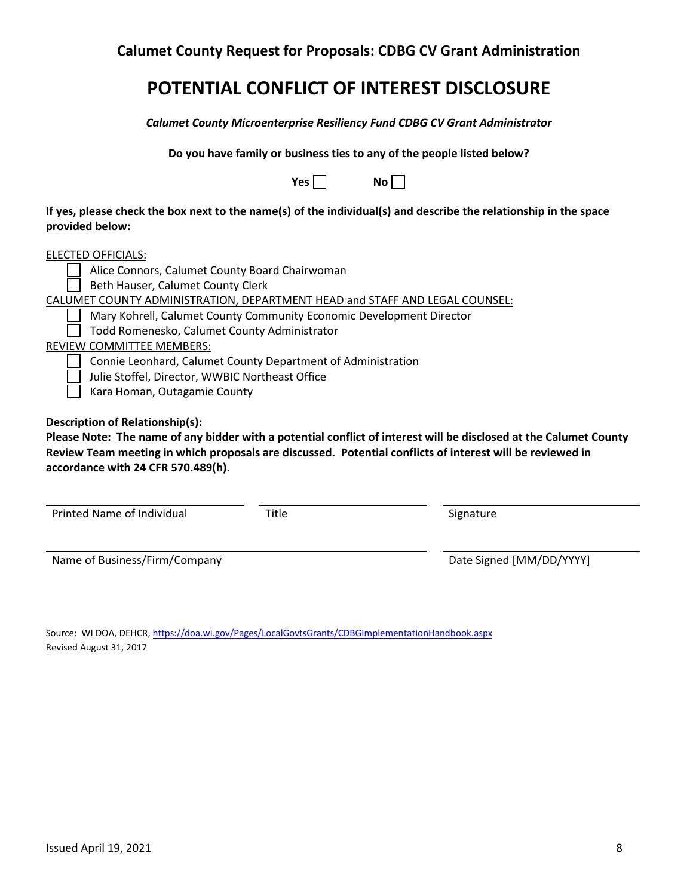**Calumet County Request for Proposals: CDBG CV Grant Administration**

# POTENTIAL CONFLICT OF INTEREST DISCLOSURE

***Calumet County Microenterprise Resiliency Fund CDBG CV Grant Administrator***

**Do you have family or business ties to any of the people listed below?**

**Yes** ☐ **No** ☐

**If yes, please check the box next to the name(s) of the individual(s) and describe the relationship in the space provided below:**

ELECTED OFFICIALS:

- ☐ Alice Connors, Calumet County Board Chairwoman
- ☐ Beth Hauser, Calumet County Clerk

CALUMET COUNTY ADMINISTRATION, DEPARTMENT HEAD and STAFF AND LEGAL COUNSEL:

- ☐ Mary Kohrell, Calumet County Community Economic Development Director
- ☐ Todd Romenesko, Calumet County Administrator

REVIEW COMMITTEE MEMBERS:

- ☐ Connie Leonhard, Calumet County Department of Administration
- ☐ Julie Stoffel, Director, WWBIC Northeast Office
- ☐ Kara Homan, Outagamie County

**Description of Relationship(s):**

**Please Note: The name of any bidder with a potential conflict of interest will be disclosed at the Calumet County Review Team meeting in which proposals are discussed. Potential conflicts of interest will be reviewed in accordance with 24 CFR 570.489(h).**

| Printed Name of Individual | Title | Signature |
|---|---|---|

| Name of Business/Firm/Company | Date Signed [MM/DD/YYYY] |
|---|---|

Source: WI DOA, DEHCR, https://doa.wi.gov/Pages/LocalGovtsGrants/CDBGImplementationHandbook.aspx
Revised August 31, 2017

Issued April 19, 2021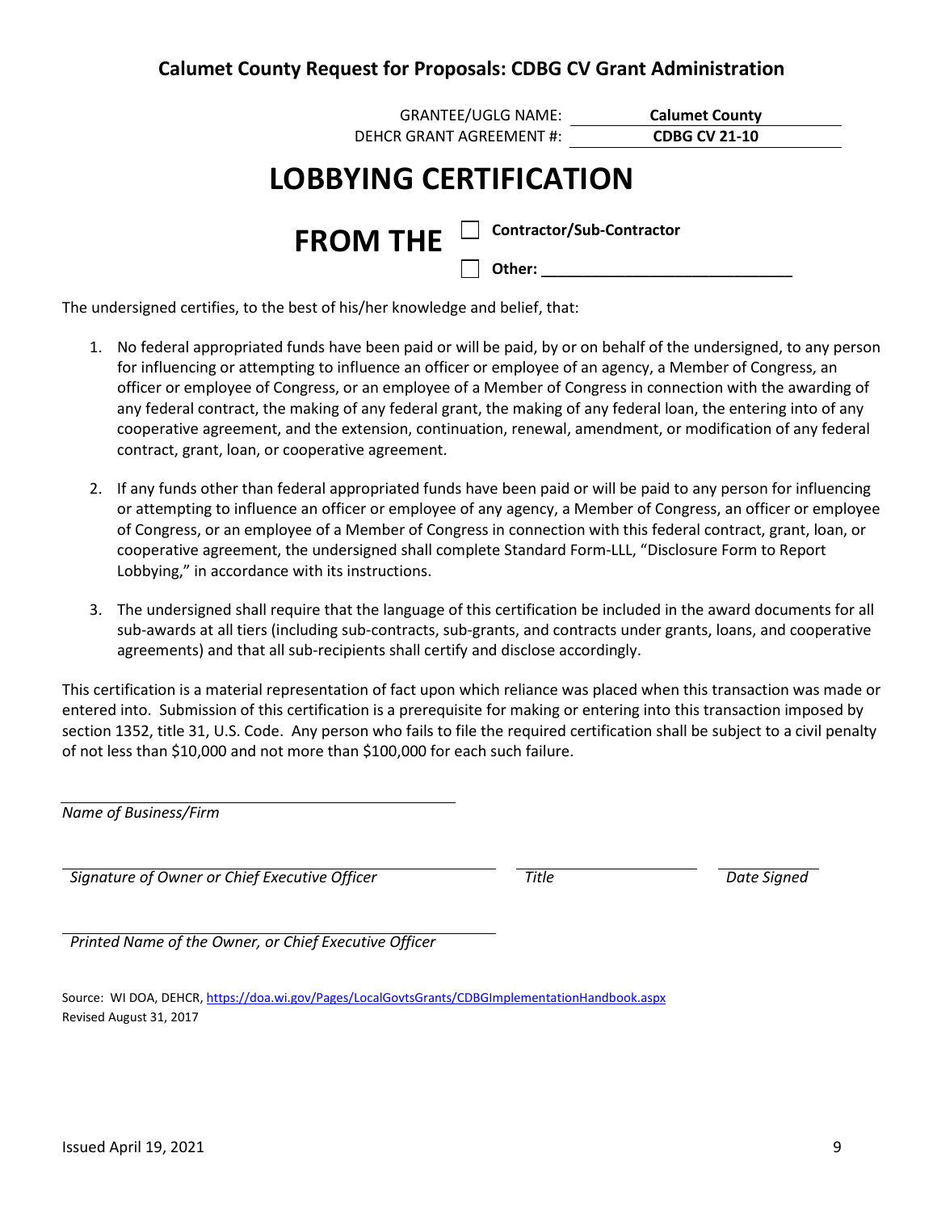**Calumet County Request for Proposals: CDBG CV Grant Administration**

GRANTEE/UGLG NAME: **Calumet County**
DEHCR GRANT AGREEMENT #: **CDBG CV 21-10**

# LOBBYING CERTIFICATION

**FROM THE** ☐ **Contractor/Sub-Contractor**
☐ **Other:** ____________________________

The undersigned certifies, to the best of his/her knowledge and belief, that:

1. No federal appropriated funds have been paid or will be paid, by or on behalf of the undersigned, to any person for influencing or attempting to influence an officer or employee of an agency, a Member of Congress, an officer or employee of Congress, or an employee of a Member of Congress in connection with the awarding of any federal contract, the making of any federal grant, the making of any federal loan, the entering into of any cooperative agreement, and the extension, continuation, renewal, amendment, or modification of any federal contract, grant, loan, or cooperative agreement.

2. If any funds other than federal appropriated funds have been paid or will be paid to any person for influencing or attempting to influence an officer or employee of any agency, a Member of Congress, an officer or employee of Congress, or an employee of a Member of Congress in connection with this federal contract, grant, loan, or cooperative agreement, the undersigned shall complete Standard Form-LLL, "Disclosure Form to Report Lobbying," in accordance with its instructions.

3. The undersigned shall require that the language of this certification be included in the award documents for all sub-awards at all tiers (including sub-contracts, sub-grants, and contracts under grants, loans, and cooperative agreements) and that all sub-recipients shall certify and disclose accordingly.

This certification is a material representation of fact upon which reliance was placed when this transaction was made or entered into. Submission of this certification is a prerequisite for making or entering into this transaction imposed by section 1352, title 31, U.S. Code. Any person who fails to file the required certification shall be subject to a civil penalty of not less than $10,000 and not more than $100,000 for each such failure.

______________________________
*Name of Business/Firm*

______________________________ ______________ ______________
*Signature of Owner or Chief Executive Officer* *Title* *Date Signed*

______________________________
*Printed Name of the Owner, or Chief Executive Officer*

Source: WI DOA, DEHCR, https://doa.wi.gov/Pages/LocalGovtsGrants/CDBGImplementationHandbook.aspx
Revised August 31, 2017

Issued April 19, 2021